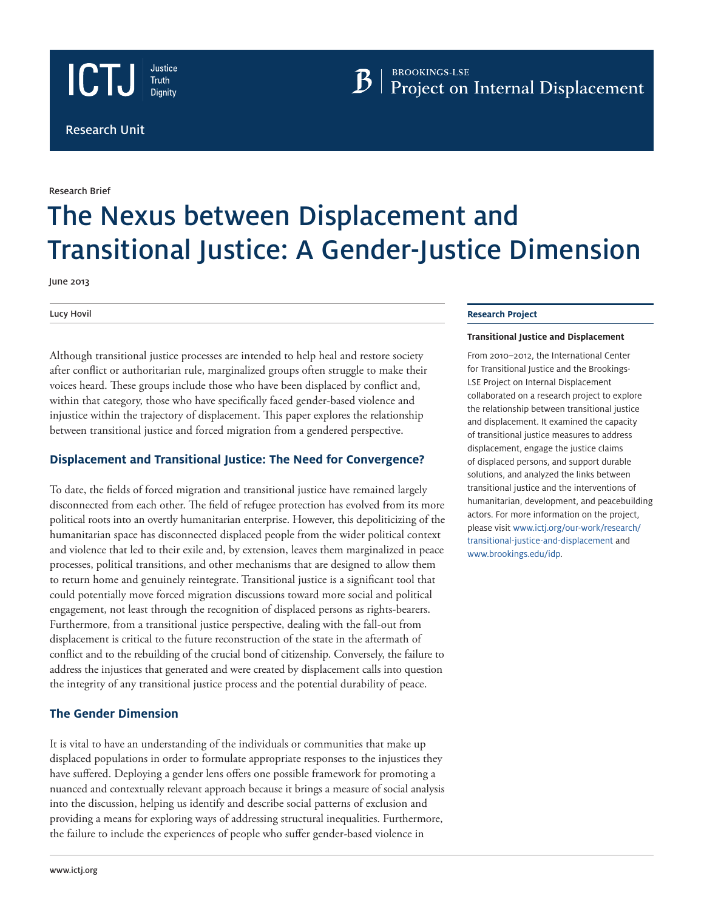ICTJ Justice Truth Dignity

BROOKINGS-LSE Project on Internal Displacement

Research Unit

Research Brief

# The Nexus between Displacement and Transitional Justice: A Gender-Justice Dimension

June 2013

Lucy Hovil

Although transitional justice processes are intended to help heal and restore society after conflict or authoritarian rule, marginalized groups often struggle to make their voices heard. These groups include those who have been displaced by conflict and, within that category, those who have specifically faced gender-based violence and injustice within the trajectory of displacement. This paper explores the relationship between transitional justice and forced migration from a gendered perspective.

## Displacement and Transitional Justice: The Need for Convergence?

To date, the fields of forced migration and transitional justice have remained largely disconnected from each other. The field of refugee protection has evolved from its more political roots into an overtly humanitarian enterprise. However, this depoliticizing of the humanitarian space has disconnected displaced people from the wider political context and violence that led to their exile and, by extension, leaves them marginalized in peace processes, political transitions, and other mechanisms that are designed to allow them to return home and genuinely reintegrate. Transitional justice is a significant tool that could potentially move forced migration discussions toward more social and political engagement, not least through the recognition of displaced persons as rights-bearers. Furthermore, from a transitional justice perspective, dealing with the fall-out from displacement is critical to the future reconstruction of the state in the aftermath of conflict and to the rebuilding of the crucial bond of citizenship. Conversely, the failure to address the injustices that generated and were created by displacement calls into question the integrity of any transitional justice process and the potential durability of peace.

## The Gender Dimension

It is vital to have an understanding of the individuals or communities that make up displaced populations in order to formulate appropriate responses to the injustices they have suffered. Deploying a gender lens offers one possible framework for promoting a nuanced and contextually relevant approach because it brings a measure of social analysis into the discussion, helping us identify and describe social patterns of exclusion and providing a means for exploring ways of addressing structural inequalities. Furthermore, the failure to include the experiences of people who suffer gender-based violence in

**Research Project**

**Transitional Justice and Displacement**

From 2010–2012, the International Center for Transitional Justice and the Brookings-LSE Project on Internal Displacement collaborated on a research project to explore the relationship between transitional justice and displacement. It examined the capacity of transitional justice measures to address displacement, engage the justice claims of displaced persons, and support durable solutions, and analyzed the links between transitional justice and the interventions of humanitarian, development, and peacebuilding actors. For more information on the project, please visit www.ictj.org/our-work/research/transitional-justice-and-displacement and www.brookings.edu/idp.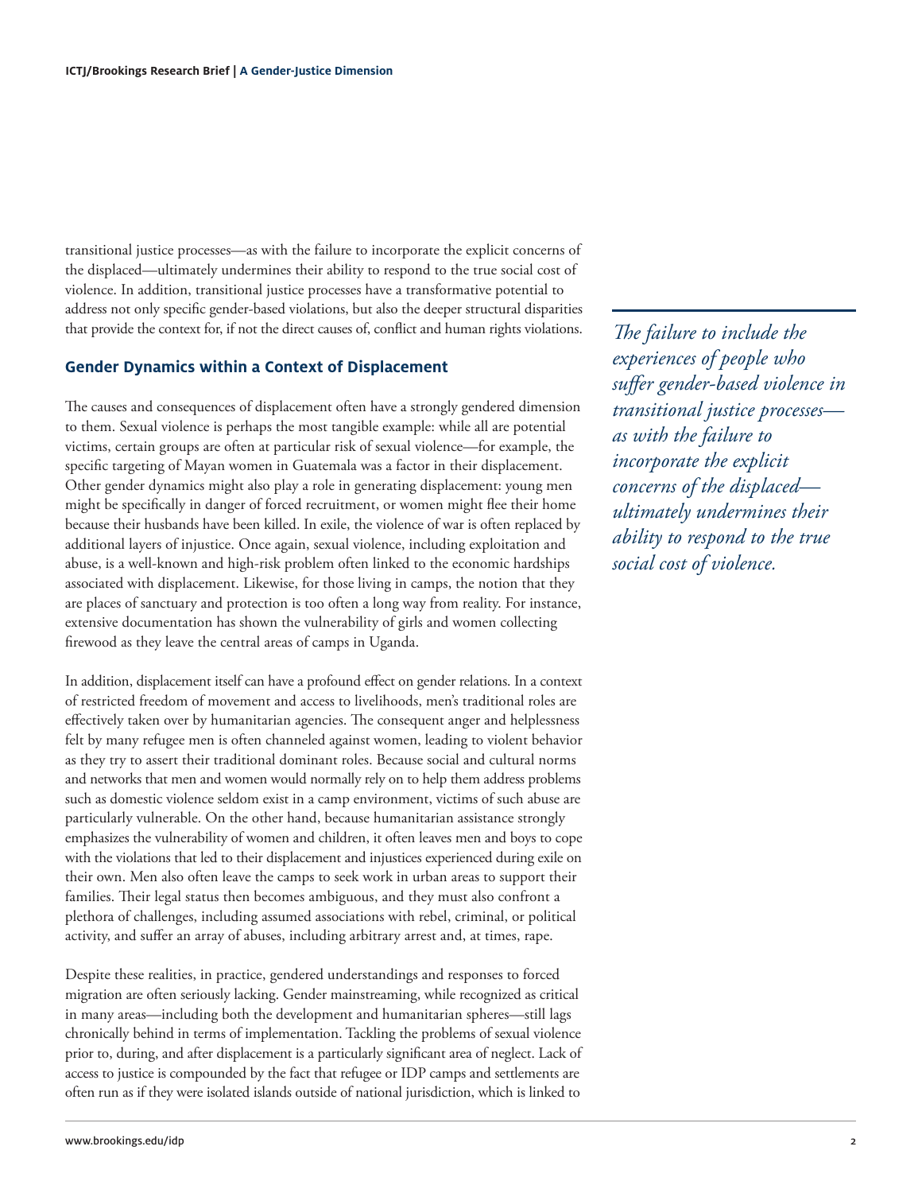transitional justice processes—as with the failure to incorporate the explicit concerns of the displaced—ultimately undermines their ability to respond to the true social cost of violence. In addition, transitional justice processes have a transformative potential to address not only specific gender-based violations, but also the deeper structural disparities that provide the context for, if not the direct causes of, conflict and human rights violations.

> *The failure to include the experiences of people who suffer gender-based violence in transitional justice processes—as with the failure to incorporate the explicit concerns of the displaced—ultimately undermines their ability to respond to the true social cost of violence.*

## Gender Dynamics within a Context of Displacement

The causes and consequences of displacement often have a strongly gendered dimension to them. Sexual violence is perhaps the most tangible example: while all are potential victims, certain groups are often at particular risk of sexual violence—for example, the specific targeting of Mayan women in Guatemala was a factor in their displacement. Other gender dynamics might also play a role in generating displacement: young men might be specifically in danger of forced recruitment, or women might flee their home because their husbands have been killed. In exile, the violence of war is often replaced by additional layers of injustice. Once again, sexual violence, including exploitation and abuse, is a well-known and high-risk problem often linked to the economic hardships associated with displacement. Likewise, for those living in camps, the notion that they are places of sanctuary and protection is too often a long way from reality. For instance, extensive documentation has shown the vulnerability of girls and women collecting firewood as they leave the central areas of camps in Uganda.

In addition, displacement itself can have a profound effect on gender relations. In a context of restricted freedom of movement and access to livelihoods, men's traditional roles are effectively taken over by humanitarian agencies. The consequent anger and helplessness felt by many refugee men is often channeled against women, leading to violent behavior as they try to assert their traditional dominant roles. Because social and cultural norms and networks that men and women would normally rely on to help them address problems such as domestic violence seldom exist in a camp environment, victims of such abuse are particularly vulnerable. On the other hand, because humanitarian assistance strongly emphasizes the vulnerability of women and children, it often leaves men and boys to cope with the violations that led to their displacement and injustices experienced during exile on their own. Men also often leave the camps to seek work in urban areas to support their families. Their legal status then becomes ambiguous, and they must also confront a plethora of challenges, including assumed associations with rebel, criminal, or political activity, and suffer an array of abuses, including arbitrary arrest and, at times, rape.

Despite these realities, in practice, gendered understandings and responses to forced migration are often seriously lacking. Gender mainstreaming, while recognized as critical in many areas—including both the development and humanitarian spheres—still lags chronically behind in terms of implementation. Tackling the problems of sexual violence prior to, during, and after displacement is a particularly significant area of neglect. Lack of access to justice is compounded by the fact that refugee or IDP camps and settlements are often run as if they were isolated islands outside of national jurisdiction, which is linked to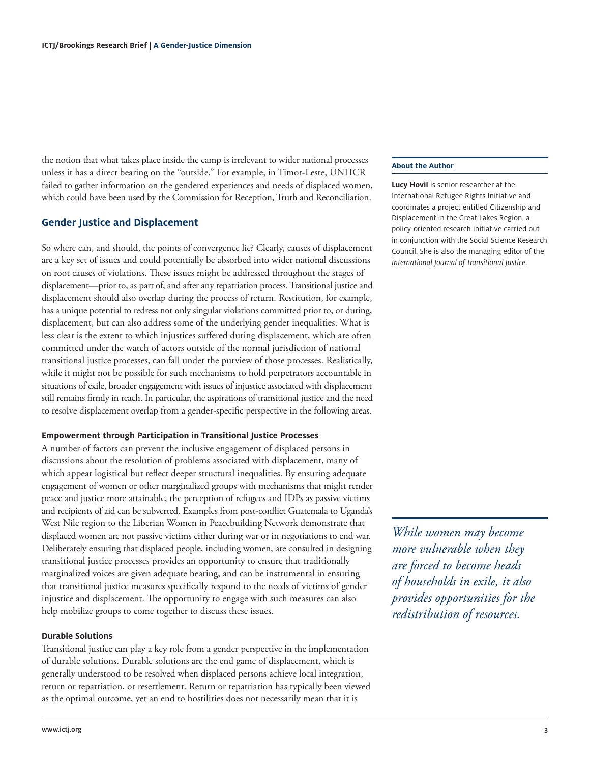the notion that what takes place inside the camp is irrelevant to wider national processes unless it has a direct bearing on the "outside." For example, in Timor-Leste, UNHCR failed to gather information on the gendered experiences and needs of displaced women, which could have been used by the Commission for Reception, Truth and Reconciliation.

## Gender Justice and Displacement

So where can, and should, the points of convergence lie? Clearly, causes of displacement are a key set of issues and could potentially be absorbed into wider national discussions on root causes of violations. These issues might be addressed throughout the stages of displacement—prior to, as part of, and after any repatriation process. Transitional justice and displacement should also overlap during the process of return. Restitution, for example, has a unique potential to redress not only singular violations committed prior to, or during, displacement, but can also address some of the underlying gender inequalities. What is less clear is the extent to which injustices suffered during displacement, which are often committed under the watch of actors outside of the normal jurisdiction of national transitional justice processes, can fall under the purview of those processes. Realistically, while it might not be possible for such mechanisms to hold perpetrators accountable in situations of exile, broader engagement with issues of injustice associated with displacement still remains firmly in reach. In particular, the aspirations of transitional justice and the need to resolve displacement overlap from a gender-specific perspective in the following areas.

### Empowerment through Participation in Transitional Justice Processes

A number of factors can prevent the inclusive engagement of displaced persons in discussions about the resolution of problems associated with displacement, many of which appear logistical but reflect deeper structural inequalities. By ensuring adequate engagement of women or other marginalized groups with mechanisms that might render peace and justice more attainable, the perception of refugees and IDPs as passive victims and recipients of aid can be subverted. Examples from post-conflict Guatemala to Uganda's West Nile region to the Liberian Women in Peacebuilding Network demonstrate that displaced women are not passive victims either during war or in negotiations to end war. Deliberately ensuring that displaced people, including women, are consulted in designing transitional justice processes provides an opportunity to ensure that traditionally marginalized voices are given adequate hearing, and can be instrumental in ensuring that transitional justice measures specifically respond to the needs of victims of gender injustice and displacement. The opportunity to engage with such measures can also help mobilize groups to come together to discuss these issues.

### Durable Solutions

Transitional justice can play a key role from a gender perspective in the implementation of durable solutions. Durable solutions are the end game of displacement, which is generally understood to be resolved when displaced persons achieve local integration, return or repatriation, or resettlement. Return or repatriation has typically been viewed as the optimal outcome, yet an end to hostilities does not necessarily mean that it is

*While women may become more vulnerable when they are forced to become heads of households in exile, it also provides opportunities for the redistribution of resources.*

**About the Author**

**Lucy Hovil** is senior researcher at the International Refugee Rights Initiative and coordinates a project entitled Citizenship and Displacement in the Great Lakes Region, a policy-oriented research initiative carried out in conjunction with the Social Science Research Council. She is also the managing editor of the *International Journal of Transitional Justice*.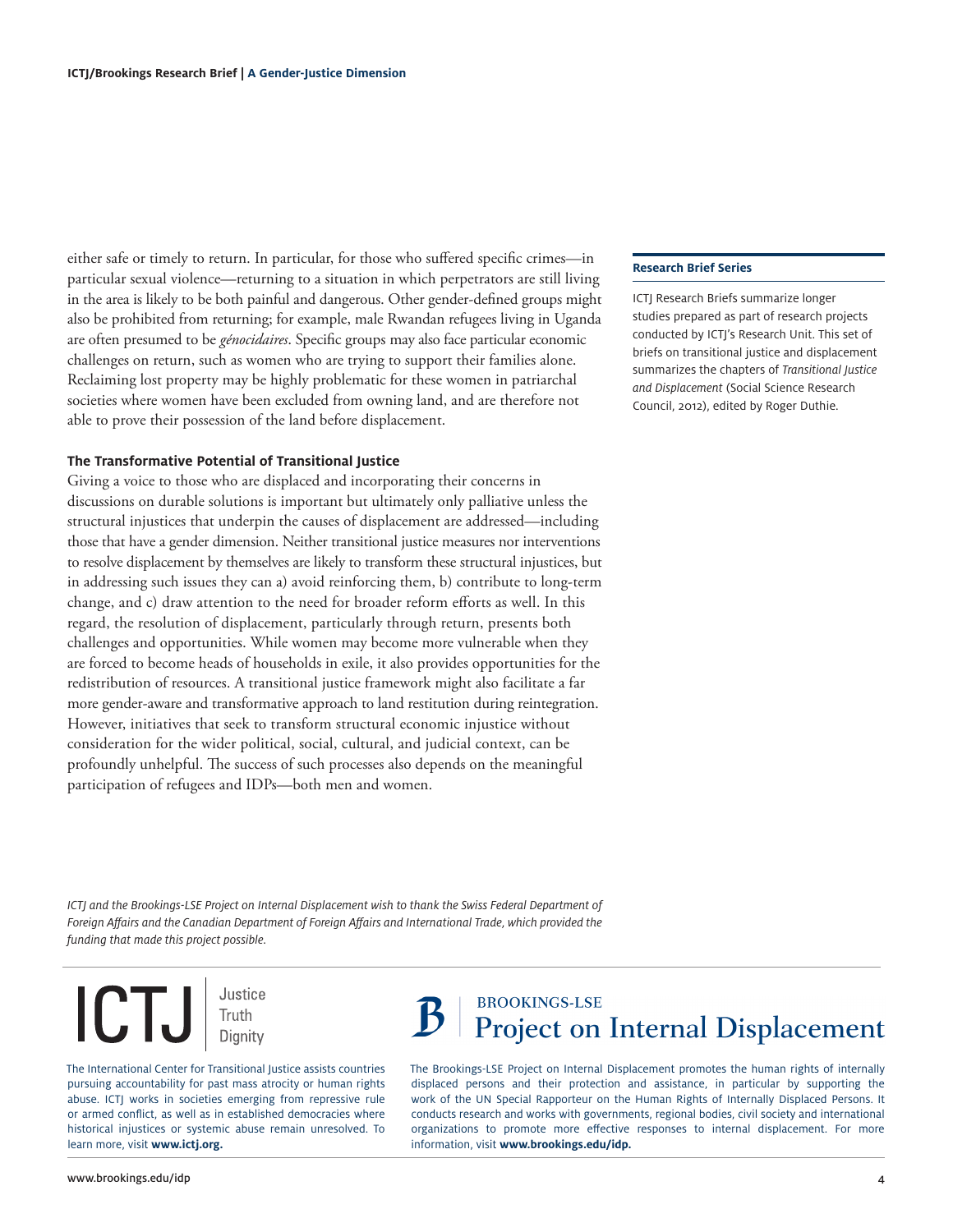either safe or timely to return. In particular, for those who suffered specific crimes—in particular sexual violence—returning to a situation in which perpetrators are still living in the area is likely to be both painful and dangerous. Other gender-defined groups might also be prohibited from returning; for example, male Rwandan refugees living in Uganda are often presumed to be *génocidaires*. Specific groups may also face particular economic challenges on return, such as women who are trying to support their families alone. Reclaiming lost property may be highly problematic for these women in patriarchal societies where women have been excluded from owning land, and are therefore not able to prove their possession of the land before displacement.

### The Transformative Potential of Transitional Justice

Giving a voice to those who are displaced and incorporating their concerns in discussions on durable solutions is important but ultimately only palliative unless the structural injustices that underpin the causes of displacement are addressed—including those that have a gender dimension. Neither transitional justice measures nor interventions to resolve displacement by themselves are likely to transform these structural injustices, but in addressing such issues they can a) avoid reinforcing them, b) contribute to long-term change, and c) draw attention to the need for broader reform efforts as well. In this regard, the resolution of displacement, particularly through return, presents both challenges and opportunities. While women may become more vulnerable when they are forced to become heads of households in exile, it also provides opportunities for the redistribution of resources. A transitional justice framework might also facilitate a far more gender-aware and transformative approach to land restitution during reintegration. However, initiatives that seek to transform structural economic injustice without consideration for the wider political, social, cultural, and judicial context, can be profoundly unhelpful. The success of such processes also depends on the meaningful participation of refugees and IDPs—both men and women.

### Research Brief Series

ICTJ Research Briefs summarize longer studies prepared as part of research projects conducted by ICTJ's Research Unit. This set of briefs on transitional justice and displacement summarizes the chapters of *Transitional Justice and Displacement* (Social Science Research Council, 2012), edited by Roger Duthie.

*ICTJ and the Brookings-LSE Project on Internal Displacement wish to thank the Swiss Federal Department of Foreign Affairs and the Canadian Department of Foreign Affairs and International Trade, which provided the funding that made this project possible.*

ICTJ | Justice Truth Dignity

The International Center for Transitional Justice assists countries pursuing accountability for past mass atrocity or human rights abuse. ICTJ works in societies emerging from repressive rule or armed conflict, as well as in established democracies where historical injustices or systemic abuse remain unresolved. To learn more, visit **www.ictj.org.**

BROOKINGS-LSE Project on Internal Displacement

The Brookings-LSE Project on Internal Displacement promotes the human rights of internally displaced persons and their protection and assistance, in particular by supporting the work of the UN Special Rapporteur on the Human Rights of Internally Displaced Persons. It conducts research and works with governments, regional bodies, civil society and international organizations to promote more effective responses to internal displacement. For more information, visit **www.brookings.edu/idp.**